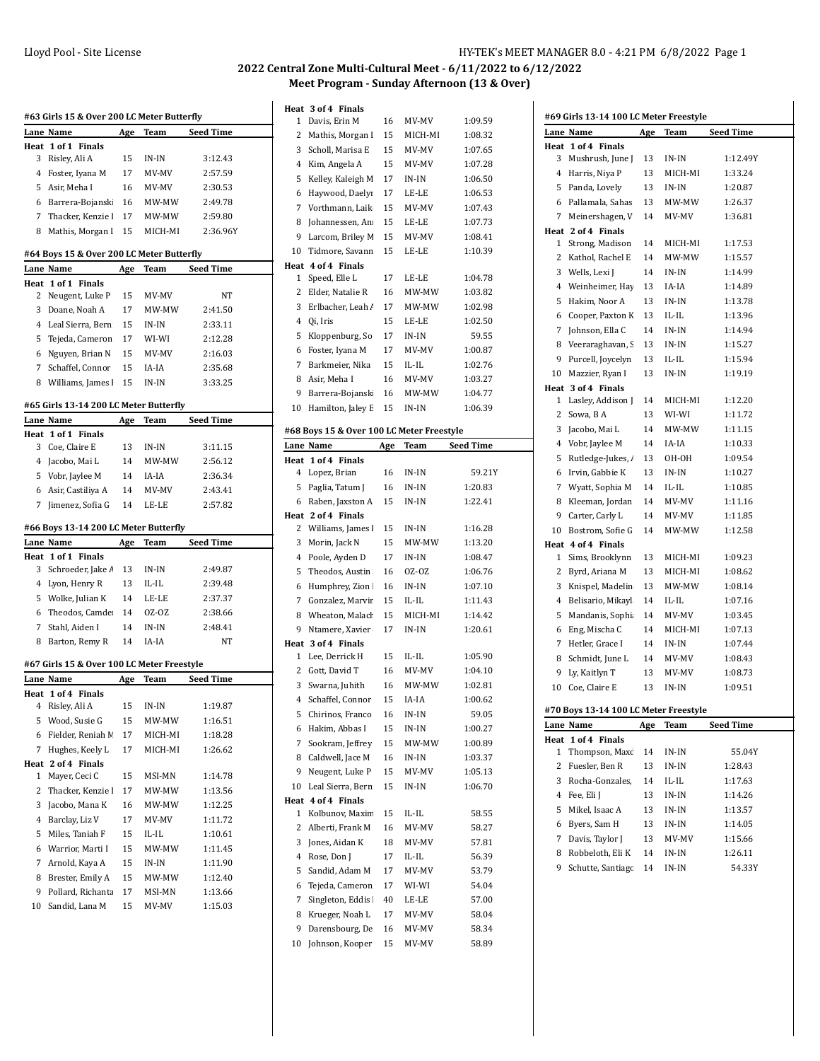# 2022 Central Zone Multi-Cultural Meet - 6/11/2022 to 6/12/2022

## Meet Program - Sunday Afternoon (13 & Over)

### #63 Girls 15 & Over 200 LC Meter Butterfly

| Lane | Name | Age | Team | Seed Time |
|---|---|---|---|---|
| **Heat 1 of 1 Finals** | | | | |
| 3 | Risley, Ali A | 15 | IN-IN | 3:12.43 |
| 4 | Foster, Iyana M | 17 | MV-MV | 2:57.59 |
| 5 | Asir, Meha I | 16 | MV-MV | 2:30.53 |
| 6 | Barrera-Bojanski | 16 | MW-MW | 2:49.78 |
| 7 | Thacker, Kenzie I | 17 | MW-MW | 2:59.80 |
| 8 | Mathis, Morgan I | 15 | MICH-MI | 2:36.96Y |

### #64 Boys 15 & Over 200 LC Meter Butterfly

| Lane | Name | Age | Team | Seed Time |
|---|---|---|---|---|
| **Heat 1 of 1 Finals** | | | | |
| 2 | Neugent, Luke P | 15 | MV-MV | NT |
| 3 | Doane, Noah A | 17 | MW-MW | 2:41.50 |
| 4 | Leal Sierra, Bern | 15 | IN-IN | 2:33.11 |
| 5 | Tejeda, Cameron | 17 | WI-WI | 2:12.28 |
| 6 | Nguyen, Brian N | 15 | MV-MV | 2:16.03 |
| 7 | Schaffel, Connor | 15 | IA-IA | 2:35.68 |
| 8 | Williams, James I | 15 | IN-IN | 3:33.25 |

### #65 Girls 13-14 200 LC Meter Butterfly

| Lane | Name | Age | Team | Seed Time |
|---|---|---|---|---|
| **Heat 1 of 1 Finals** | | | | |
| 3 | Coe, Claire E | 13 | IN-IN | 3:11.15 |
| 4 | Jacobo, Mai L | 14 | MW-MW | 2:56.12 |
| 5 | Vobr, Jaylee M | 14 | IA-IA | 2:36.34 |
| 6 | Asir, Castiliya A | 14 | MV-MV | 2:43.41 |
| 7 | Jimenez, Sofia G | 14 | LE-LE | 2:57.82 |

### #66 Boys 13-14 200 LC Meter Butterfly

| Lane | Name | Age | Team | Seed Time |
|---|---|---|---|---|
| **Heat 1 of 1 Finals** | | | | |
| 3 | Schroeder, Jake A | 13 | IN-IN | 2:49.87 |
| 4 | Lyon, Henry R | 13 | IL-IL | 2:39.48 |
| 5 | Wolke, Julian K | 14 | LE-LE | 2:37.37 |
| 6 | Theodos, Camden | 14 | OZ-OZ | 2:38.66 |
| 7 | Stahl, Aiden I | 14 | IN-IN | 2:48.41 |
| 8 | Barton, Remy R | 14 | IA-IA | NT |

### #67 Girls 15 & Over 100 LC Meter Freestyle

| Lane | Name | Age | Team | Seed Time |
|---|---|---|---|---|
| **Heat 1 of 4 Finals** | | | | |
| 4 | Risley, Ali A | 15 | IN-IN | 1:19.87 |
| 5 | Wood, Susie G | 15 | MW-MW | 1:16.51 |
| 6 | Fielder, Reniah M | 17 | MICH-MI | 1:18.28 |
| 7 | Hughes, Keely L | 17 | MICH-MI | 1:26.62 |
| **Heat 2 of 4 Finals** | | | | |
| 1 | Mayer, Ceci C | 15 | MSI-MN | 1:14.78 |
| 2 | Thacker, Kenzie I | 17 | MW-MW | 1:13.56 |
| 3 | Jacobo, Mana K | 16 | MW-MW | 1:12.25 |
| 4 | Barclay, Liz V | 17 | MV-MV | 1:11.72 |
| 5 | Miles, Taniah F | 15 | IL-IL | 1:10.61 |
| 6 | Warrior, Marti I | 15 | MW-MW | 1:11.45 |
| 7 | Arnold, Kaya A | 15 | IN-IN | 1:11.90 |
| 8 | Brester, Emily A | 15 | MW-MW | 1:12.40 |
| 9 | Pollard, Richanta | 17 | MSI-MN | 1:13.66 |
| 10 | Sandid, Lana M | 15 | MV-MV | 1:15.03 |
| **Heat 3 of 4 Finals** | | | | |
| 1 | Davis, Erin M | 16 | MV-MV | 1:09.59 |
| 2 | Mathis, Morgan I | 15 | MICH-MI | 1:08.32 |
| 3 | Scholl, Marisa E | 15 | MV-MV | 1:07.65 |
| 4 | Kim, Angela A | 15 | MV-MV | 1:07.28 |
| 5 | Kelley, Kaleigh M | 17 | IN-IN | 1:06.50 |
| 6 | Haywood, Daelyn | 17 | LE-LE | 1:06.53 |
| 7 | Vorthmann, Laik | 15 | MV-MV | 1:07.43 |
| 8 | Johannessen, Ann | 15 | LE-LE | 1:07.73 |
| 9 | Larcom, Briley M | 15 | MV-MV | 1:08.41 |
| 10 | Tidmore, Savann | 15 | LE-LE | 1:10.39 |
| **Heat 4 of 4 Finals** | | | | |
| 1 | Speed, Elle L | 17 | LE-LE | 1:04.78 |
| 2 | Elder, Natalie R | 16 | MW-MW | 1:03.82 |
| 3 | Erlbacher, Leah A | 17 | MW-MW | 1:02.98 |
| 4 | Qi, Iris | 15 | LE-LE | 1:02.50 |
| 5 | Kloppenburg, So | 17 | IN-IN | 59.55 |
| 6 | Foster, Iyana M | 17 | MV-MV | 1:00.87 |
| 7 | Barkmeier, Nika | 15 | IL-IL | 1:02.76 |
| 8 | Asir, Meha I | 16 | MV-MV | 1:03.27 |
| 9 | Barrera-Bojanski | 16 | MW-MW | 1:04.77 |
| 10 | Hamilton, Jaley E | 15 | IN-IN | 1:06.39 |

### #68 Boys 15 & Over 100 LC Meter Freestyle

| Lane | Name | Age | Team | Seed Time |
|---|---|---|---|---|
| **Heat 1 of 4 Finals** | | | | |
| 4 | Lopez, Brian | 16 | IN-IN | 59.21Y |
| 5 | Paglia, Tatum J | 16 | IN-IN | 1:20.83 |
| 6 | Raben, Jaxston A | 15 | IN-IN | 1:22.41 |
| **Heat 2 of 4 Finals** | | | | |
| 2 | Williams, James I | 15 | IN-IN | 1:16.28 |
| 3 | Morin, Jack N | 15 | MW-MW | 1:13.20 |
| 4 | Poole, Ayden D | 17 | IN-IN | 1:08.47 |
| 5 | Theodos, Austin | 16 | OZ-OZ | 1:06.76 |
| 6 | Humphrey, Zion I | 16 | IN-IN | 1:07.10 |
| 7 | Gonzalez, Marvin | 15 | IL-IL | 1:11.43 |
| 8 | Wheaton, Malach | 15 | MICH-MI | 1:14.42 |
| 9 | Ntamere, Xavier | 17 | IN-IN | 1:20.61 |
| **Heat 3 of 4 Finals** | | | | |
| 1 | Lee, Derrick H | 15 | IL-IL | 1:05.90 |
| 2 | Gott, David T | 16 | MV-MV | 1:04.10 |
| 3 | Swarna, Juhith | 16 | MW-MW | 1:02.81 |
| 4 | Schaffel, Connor | 15 | IA-IA | 1:00.62 |
| 5 | Chirinos, Franco | 16 | IN-IN | 59.05 |
| 6 | Hakim, Abbas I | 15 | IN-IN | 1:00.27 |
| 7 | Sookram, Jeffrey | 15 | MW-MW | 1:00.89 |
| 8 | Caldwell, Jace M | 16 | IN-IN | 1:03.37 |
| 9 | Neugent, Luke P | 15 | MV-MV | 1:05.13 |
| 10 | Leal Sierra, Bern | 15 | IN-IN | 1:06.70 |
| **Heat 4 of 4 Finals** | | | | |
| 1 | Kolbunov, Maxim | 15 | IL-IL | 58.55 |
| 2 | Alberti, Frank M | 16 | MV-MV | 58.27 |
| 3 | Jones, Aidan K | 18 | MV-MV | 57.81 |
| 4 | Rose, Don J | 17 | IL-IL | 56.39 |
| 5 | Sandid, Adam M | 17 | MV-MV | 53.79 |
| 6 | Tejeda, Cameron | 17 | WI-WI | 54.04 |
| 7 | Singleton, Eddis I | 40 | LE-LE | 57.00 |
| 8 | Krueger, Noah L | 17 | MV-MV | 58.04 |
| 9 | Darensbourg, De | 16 | MV-MV | 58.34 |
| 10 | Johnson, Kooper | 15 | MV-MV | 58.89 |

### #69 Girls 13-14 100 LC Meter Freestyle

| Lane | Name | Age | Team | Seed Time |
|---|---|---|---|---|
| **Heat 1 of 4 Finals** | | | | |
| 3 | Mushrush, June J | 13 | IN-IN | 1:12.49Y |
| 4 | Harris, Niya P | 13 | MICH-MI | 1:33.24 |
| 5 | Panda, Lovely | 13 | IN-IN | 1:20.87 |
| 6 | Pallamala, Sahas | 13 | MW-MW | 1:26.37 |
| 7 | Meinershagen, V | 14 | MV-MV | 1:36.81 |
| **Heat 2 of 4 Finals** | | | | |
| 1 | Strong, Madison | 14 | MICH-MI | 1:17.53 |
| 2 | Kathol, Rachel E | 14 | MW-MW | 1:15.57 |
| 3 | Wells, Lexi J | 14 | IN-IN | 1:14.99 |
| 4 | Weinheimer, Hay | 13 | IA-IA | 1:14.89 |
| 5 | Hakim, Noor A | 13 | IN-IN | 1:13.78 |
| 6 | Cooper, Paxton K | 13 | IL-IL | 1:13.96 |
| 7 | Johnson, Ella C | 14 | IN-IN | 1:14.94 |
| 8 | Veeraraghavan, S | 13 | IN-IN | 1:15.27 |
| 9 | Purcell, Joycelyn | 13 | IL-IL | 1:15.94 |
| 10 | Mazzier, Ryan I | 13 | IN-IN | 1:19.19 |
| **Heat 3 of 4 Finals** | | | | |
| 1 | Lasley, Addison J | 14 | MICH-MI | 1:12.20 |
| 2 | Sowa, B A | 13 | WI-WI | 1:11.72 |
| 3 | Jacobo, Mai L | 14 | MW-MW | 1:11.15 |
| 4 | Vobr, Jaylee M | 14 | IA-IA | 1:10.33 |
| 5 | Rutledge-Jukes, A | 13 | OH-OH | 1:09.54 |
| 6 | Irvin, Gabbie K | 13 | IN-IN | 1:10.27 |
| 7 | Wyatt, Sophia M | 14 | IL-IL | 1:10.85 |
| 8 | Kleeman, Jordan | 14 | MV-MV | 1:11.16 |
| 9 | Carter, Carly L | 14 | MV-MV | 1:11.85 |
| 10 | Bostrom, Sofie G | 14 | MW-MW | 1:12.58 |
| **Heat 4 of 4 Finals** | | | | |
| 1 | Sims, Brooklynn | 13 | MICH-MI | 1:09.23 |
| 2 | Byrd, Ariana M | 13 | MICH-MI | 1:08.62 |
| 3 | Knispel, Madelin | 13 | MW-MW | 1:08.14 |
| 4 | Belisario, Mikayl | 14 | IL-IL | 1:07.16 |
| 5 | Mandanis, Sophia | 14 | MV-MV | 1:03.45 |
| 6 | Eng, Mischa C | 14 | MICH-MI | 1:07.13 |
| 7 | Hetler, Grace I | 14 | IN-IN | 1:07.44 |
| 8 | Schmidt, June L | 14 | MV-MV | 1:08.43 |
| 9 | Ly, Kaitlyn T | 13 | MV-MV | 1:08.73 |
| 10 | Coe, Claire E | 13 | IN-IN | 1:09.51 |

### #70 Boys 13-14 100 LC Meter Freestyle

| Lane | Name | Age | Team | Seed Time |
|---|---|---|---|---|
| **Heat 1 of 4 Finals** | | | | |
| 1 | Thompson, Maxd | 14 | IN-IN | 55.04Y |
| 2 | Fuesler, Ben R | 13 | IN-IN | 1:28.43 |
| 3 | Rocha-Gonzales, | 14 | IL-IL | 1:17.63 |
| 4 | Fee, Eli J | 13 | IN-IN | 1:14.26 |
| 5 | Mikel, Isaac A | 13 | IN-IN | 1:13.57 |
| 6 | Byers, Sam H | 13 | IN-IN | 1:14.05 |
| 7 | Davis, Taylor J | 13 | MV-MV | 1:15.66 |
| 8 | Robbeloth, Eli K | 14 | IN-IN | 1:26.11 |
| 9 | Schutte, Santiago | 14 | IN-IN | 54.33Y |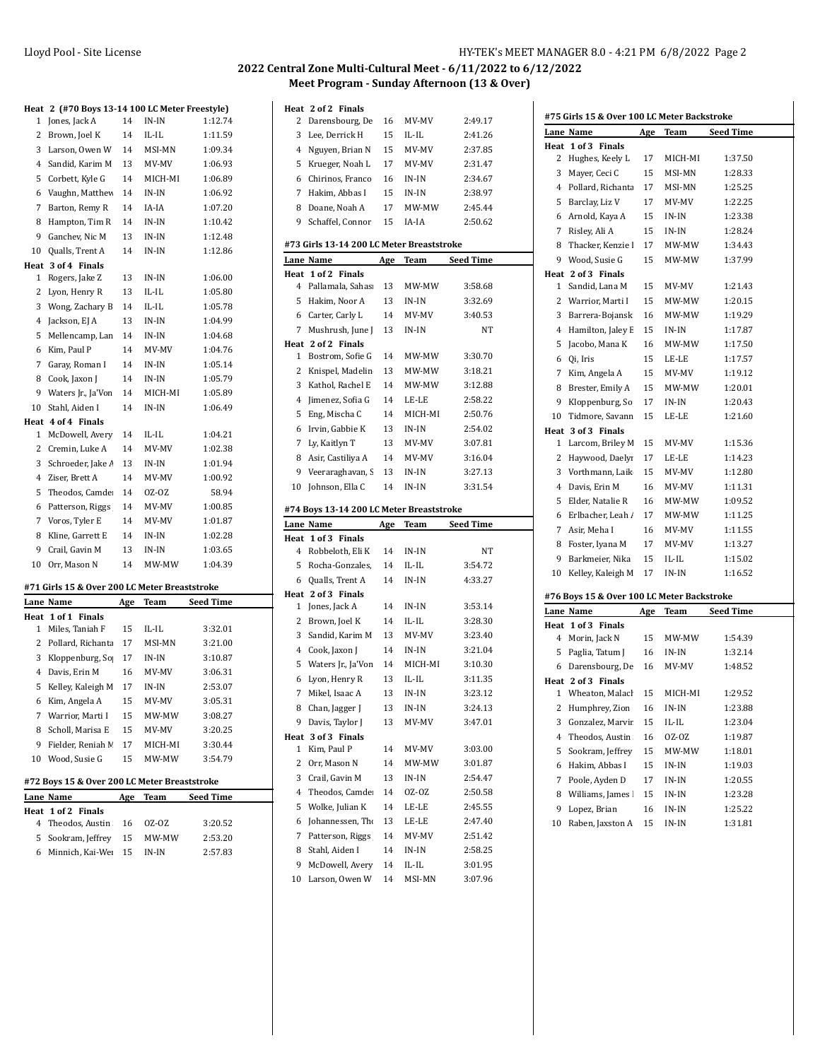## 2022 Central Zone Multi-Cultural Meet - 6/11/2022 to 6/12/2022

### Meet Program - Sunday Afternoon (13 & Over)

**Heat 2 (#70 Boys 13-14 100 LC Meter Freestyle)**

| Lane | Name | Age | Team | Seed Time |
|---|---|---|---|---|
| 1 | Jones, Jack A | 14 | IN-IN | 1:12.74 |
| 2 | Brown, Joel K | 14 | IL-IL | 1:11.59 |
| 3 | Larson, Owen W | 14 | MSI-MN | 1:09.34 |
| 4 | Sandid, Karim M | 13 | MV-MV | 1:06.93 |
| 5 | Corbett, Kyle G | 14 | MICH-MI | 1:06.89 |
| 6 | Vaughn, Matthew | 14 | IN-IN | 1:06.92 |
| 7 | Barton, Remy R | 14 | IA-IA | 1:07.20 |
| 8 | Hampton, Tim R | 14 | IN-IN | 1:10.42 |
| 9 | Ganchev, Nic M | 13 | IN-IN | 1:12.48 |
| 10 | Qualls, Trent A | 14 | IN-IN | 1:12.86 |
| **Heat 3 of 4 Finals** | | | | |
| 1 | Rogers, Jake Z | 13 | IN-IN | 1:06.00 |
| 2 | Lyon, Henry R | 13 | IL-IL | 1:05.80 |
| 3 | Wong, Zachary B | 14 | IL-IL | 1:05.78 |
| 4 | Jackson, EJ A | 13 | IN-IN | 1:04.99 |
| 5 | Mellencamp, Lan | 14 | IN-IN | 1:04.68 |
| 6 | Kim, Paul P | 14 | MV-MV | 1:04.76 |
| 7 | Garay, Roman I | 14 | IN-IN | 1:05.14 |
| 8 | Cook, Jaxon J | 14 | IN-IN | 1:05.79 |
| 9 | Waters Jr., Ja'Von | 14 | MICH-MI | 1:05.89 |
| 10 | Stahl, Aiden I | 14 | IN-IN | 1:06.49 |
| **Heat 4 of 4 Finals** | | | | |
| 1 | McDowell, Avery | 14 | IL-IL | 1:04.21 |
| 2 | Cremin, Luke A | 14 | MV-MV | 1:02.38 |
| 3 | Schroeder, Jake A | 13 | IN-IN | 1:01.94 |
| 4 | Ziser, Brett A | 14 | MV-MV | 1:00.92 |
| 5 | Theodos, Camden | 14 | OZ-OZ | 58.94 |
| 6 | Patterson, Riggs | 14 | MV-MV | 1:00.85 |
| 7 | Voros, Tyler E | 14 | MV-MV | 1:01.87 |
| 8 | Kline, Garrett E | 14 | IN-IN | 1:02.28 |
| 9 | Crail, Gavin M | 13 | IN-IN | 1:03.65 |
| 10 | Orr, Mason N | 14 | MW-MW | 1:04.39 |

**#71 Girls 15 & Over 200 LC Meter Breaststroke**

| Lane | Name | Age | Team | Seed Time |
|---|---|---|---|---|
| **Heat 1 of 1 Finals** | | | | |
| 1 | Miles, Taniah F | 15 | IL-IL | 3:32.01 |
| 2 | Pollard, Richanta | 17 | MSI-MN | 3:21.00 |
| 3 | Kloppenburg, So | 17 | IN-IN | 3:10.87 |
| 4 | Davis, Erin M | 16 | MV-MV | 3:06.31 |
| 5 | Kelley, Kaleigh M | 17 | IN-IN | 2:53.07 |
| 6 | Kim, Angela A | 15 | MV-MV | 3:05.31 |
| 7 | Warrior, Marti I | 15 | MW-MW | 3:08.27 |
| 8 | Scholl, Marisa E | 15 | MV-MV | 3:20.25 |
| 9 | Fielder, Reniah M | 17 | MICH-MI | 3:30.44 |
| 10 | Wood, Susie G | 15 | MW-MW | 3:54.79 |

**#72 Boys 15 & Over 200 LC Meter Breaststroke**

| Lane | Name | Age | Team | Seed Time |
|---|---|---|---|---|
| **Heat 1 of 2 Finals** | | | | |
| 4 | Theodos, Austin | 16 | OZ-OZ | 3:20.52 |
| 5 | Sookram, Jeffrey | 15 | MW-MW | 2:53.20 |
| 6 | Minnich, Kai-Wei | 15 | IN-IN | 2:57.83 |
| **Heat 2 of 2 Finals** | | | | |
| 2 | Darensbourg, De | 16 | MV-MV | 2:49.17 |
| 3 | Lee, Derrick H | 15 | IL-IL | 2:41.26 |
| 4 | Nguyen, Brian N | 15 | MV-MV | 2:37.85 |
| 5 | Krueger, Noah L | 17 | MV-MV | 2:31.47 |
| 6 | Chirinos, Franco | 16 | IN-IN | 2:34.67 |
| 7 | Hakim, Abbas I | 15 | IN-IN | 2:38.97 |
| 8 | Doane, Noah A | 17 | MW-MW | 2:45.44 |
| 9 | Schaffel, Connor | 15 | IA-IA | 2:50.62 |

**#73 Girls 13-14 200 LC Meter Breaststroke**

| Lane | Name | Age | Team | Seed Time |
|---|---|---|---|---|
| **Heat 1 of 2 Finals** | | | | |
| 4 | Pallamala, Sahasi | 13 | MW-MW | 3:58.68 |
| 5 | Hakim, Noor A | 13 | IN-IN | 3:32.69 |
| 6 | Carter, Carly L | 14 | MV-MV | 3:40.53 |
| 7 | Mushrush, June J | 13 | IN-IN | NT |
| **Heat 2 of 2 Finals** | | | | |
| 1 | Bostrom, Sofie G | 14 | MW-MW | 3:30.70 |
| 2 | Knispel, Madelin | 13 | MW-MW | 3:18.21 |
| 3 | Kathol, Rachel E | 14 | MW-MW | 3:12.88 |
| 4 | Jimenez, Sofia G | 14 | LE-LE | 2:58.22 |
| 5 | Eng, Mischa C | 14 | MICH-MI | 2:50.76 |
| 6 | Irvin, Gabbie K | 13 | IN-IN | 2:54.02 |
| 7 | Ly, Kaitlyn T | 13 | MV-MV | 3:07.81 |
| 8 | Asir, Castiliya A | 14 | MV-MV | 3:16.04 |
| 9 | Veeraraghavan, S | 13 | IN-IN | 3:27.13 |
| 10 | Johnson, Ella C | 14 | IN-IN | 3:31.54 |

**#74 Boys 13-14 200 LC Meter Breaststroke**

| Lane | Name | Age | Team | Seed Time |
|---|---|---|---|---|
| **Heat 1 of 3 Finals** | | | | |
| 4 | Robbeloth, Eli K | 14 | IN-IN | NT |
| 5 | Rocha-Gonzales, | 14 | IL-IL | 3:54.72 |
| 6 | Qualls, Trent A | 14 | IN-IN | 4:33.27 |
| **Heat 2 of 3 Finals** | | | | |
| 1 | Jones, Jack A | 14 | IN-IN | 3:53.14 |
| 2 | Brown, Joel K | 14 | IL-IL | 3:28.30 |
| 3 | Sandid, Karim M | 13 | MV-MV | 3:23.40 |
| 4 | Cook, Jaxon J | 14 | IN-IN | 3:21.04 |
| 5 | Waters Jr., Ja'Von | 14 | MICH-MI | 3:10.30 |
| 6 | Lyon, Henry R | 13 | IL-IL | 3:11.35 |
| 7 | Mikel, Isaac A | 13 | IN-IN | 3:23.12 |
| 8 | Chan, Jagger J | 13 | IN-IN | 3:24.13 |
| 9 | Davis, Taylor J | 13 | MV-MV | 3:47.01 |
| **Heat 3 of 3 Finals** | | | | |
| 1 | Kim, Paul P | 14 | MV-MV | 3:03.00 |
| 2 | Orr, Mason N | 14 | MW-MW | 3:01.87 |
| 3 | Crail, Gavin M | 13 | IN-IN | 2:54.47 |
| 4 | Theodos, Camden | 14 | OZ-OZ | 2:50.58 |
| 5 | Wolke, Julian K | 14 | LE-LE | 2:45.55 |
| 6 | Johannessen, Tho | 13 | LE-LE | 2:47.40 |
| 7 | Patterson, Riggs | 14 | MV-MV | 2:51.42 |
| 8 | Stahl, Aiden I | 14 | IN-IN | 2:58.25 |
| 9 | McDowell, Avery | 14 | IL-IL | 3:01.95 |
| 10 | Larson, Owen W | 14 | MSI-MN | 3:07.96 |

**#75 Girls 15 & Over 100 LC Meter Backstroke**

| Lane | Name | Age | Team | Seed Time |
|---|---|---|---|---|
| **Heat 1 of 3 Finals** | | | | |
| 2 | Hughes, Keely L | 17 | MICH-MI | 1:37.50 |
| 3 | Mayer, Ceci C | 15 | MSI-MN | 1:28.33 |
| 4 | Pollard, Richanta | 17 | MSI-MN | 1:25.25 |
| 5 | Barclay, Liz V | 17 | MV-MV | 1:22.25 |
| 6 | Arnold, Kaya A | 15 | IN-IN | 1:23.38 |
| 7 | Risley, Ali A | 15 | IN-IN | 1:28.24 |
| 8 | Thacker, Kenzie I | 17 | MW-MW | 1:34.43 |
| 9 | Wood, Susie G | 15 | MW-MW | 1:37.99 |
| **Heat 2 of 3 Finals** | | | | |
| 1 | Sandid, Lana M | 15 | MV-MV | 1:21.43 |
| 2 | Warrior, Marti I | 15 | MW-MW | 1:20.15 |
| 3 | Barrera-Bojansk | 16 | MW-MW | 1:19.29 |
| 4 | Hamilton, Jaley E | 15 | IN-IN | 1:17.87 |
| 5 | Jacobo, Mana K | 16 | MW-MW | 1:17.50 |
| 6 | Qi, Iris | 15 | LE-LE | 1:17.57 |
| 7 | Kim, Angela A | 15 | MV-MV | 1:19.12 |
| 8 | Brester, Emily A | 15 | MW-MW | 1:20.01 |
| 9 | Kloppenburg, So | 17 | IN-IN | 1:20.43 |
| 10 | Tidmore, Savann | 15 | LE-LE | 1:21.60 |
| **Heat 3 of 3 Finals** | | | | |
| 1 | Larcom, Briley M | 15 | MV-MV | 1:15.36 |
| 2 | Haywood, Daelyr | 17 | LE-LE | 1:14.23 |
| 3 | Vorthmann, Laik | 15 | MV-MV | 1:12.80 |
| 4 | Davis, Erin M | 16 | MV-MV | 1:11.31 |
| 5 | Elder, Natalie R | 16 | MW-MW | 1:09.52 |
| 6 | Erlbacher, Leah A | 17 | MW-MW | 1:11.25 |
| 7 | Asir, Meha I | 16 | MV-MV | 1:11.55 |
| 8 | Foster, Iyana M | 17 | MV-MV | 1:13.27 |
| 9 | Barkmeier, Nika | 15 | IL-IL | 1:15.02 |
| 10 | Kelley, Kaleigh M | 17 | IN-IN | 1:16.52 |

**#76 Boys 15 & Over 100 LC Meter Backstroke**

| Lane | Name | Age | Team | Seed Time |
|---|---|---|---|---|
| **Heat 1 of 3 Finals** | | | | |
| 4 | Morin, Jack N | 15 | MW-MW | 1:54.39 |
| 5 | Paglia, Tatum J | 16 | IN-IN | 1:32.14 |
| 6 | Darensbourg, De | 16 | MV-MV | 1:48.52 |
| **Heat 2 of 3 Finals** | | | | |
| 1 | Wheaton, Malach | 15 | MICH-MI | 1:29.52 |
| 2 | Humphrey, Zion | 16 | IN-IN | 1:23.88 |
| 3 | Gonzalez, Marvin | 15 | IL-IL | 1:23.04 |
| 4 | Theodos, Austin | 16 | OZ-OZ | 1:19.87 |
| 5 | Sookram, Jeffrey | 15 | MW-MW | 1:18.01 |
| 6 | Hakim, Abbas I | 15 | IN-IN | 1:19.03 |
| 7 | Poole, Ayden D | 17 | IN-IN | 1:20.55 |
| 8 | Williams, James | 15 | IN-IN | 1:23.28 |
| 9 | Lopez, Brian | 16 | IN-IN | 1:25.22 |
| 10 | Raben, Jaxston A | 15 | IN-IN | 1:31.81 |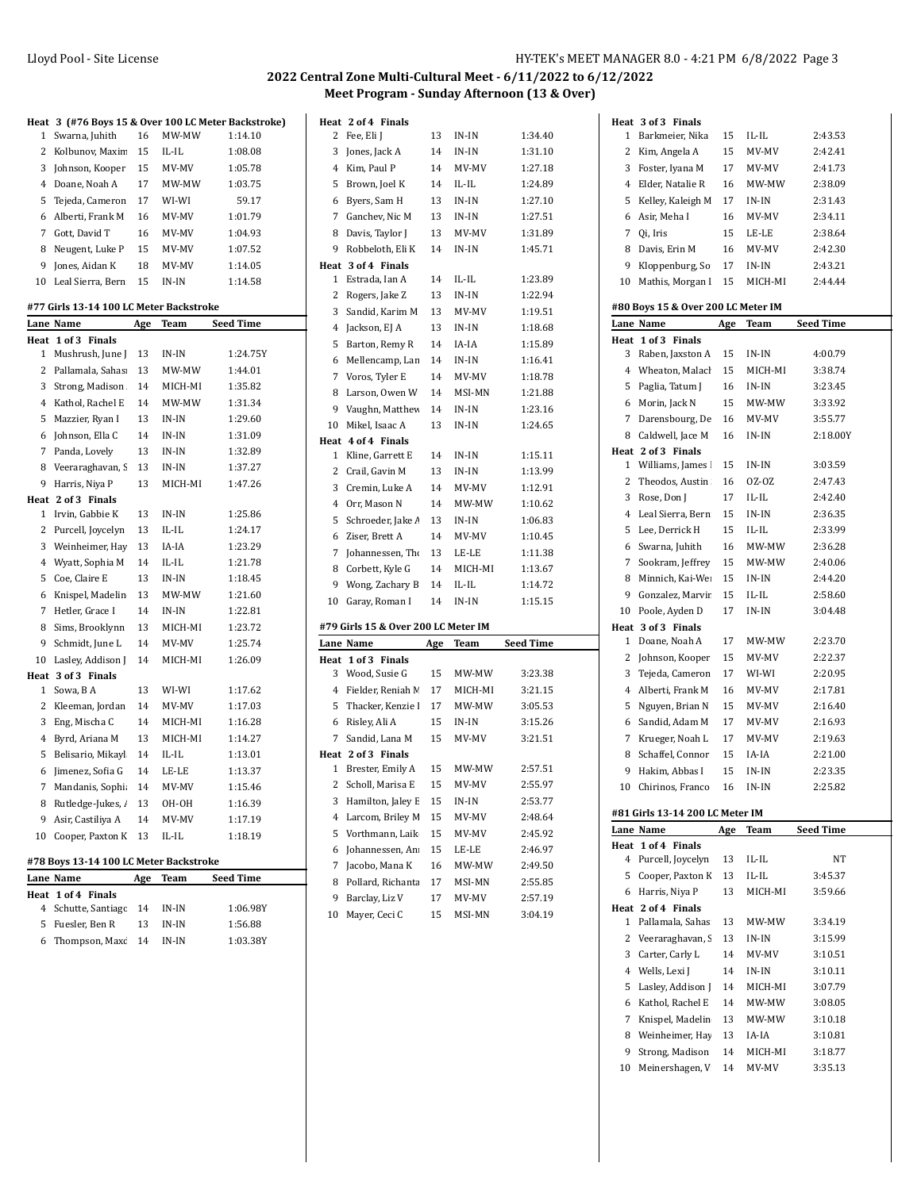# 2022 Central Zone Multi-Cultural Meet - 6/11/2022 to 6/12/2022

## Meet Program - Sunday Afternoon (13 & Over)

### Heat 3 (#76 Boys 15 & Over 100 LC Meter Backstroke)

| Lane | Name | Age | Team | Seed Time |
|---|---|---|---|---|
| 1 | Swarna, Juhith | 16 | MW-MW | 1:14.10 |
| 2 | Kolbunov, Maxim | 15 | IL-IL | 1:08.08 |
| 3 | Johnson, Kooper | 15 | MV-MV | 1:05.78 |
| 4 | Doane, Noah A | 17 | MW-MW | 1:03.75 |
| 5 | Tejeda, Cameron | 17 | WI-WI | 59.17 |
| 6 | Alberti, Frank M | 16 | MV-MV | 1:01.79 |
| 7 | Gott, David T | 16 | MV-MV | 1:04.93 |
| 8 | Neugent, Luke P | 15 | MV-MV | 1:07.52 |
| 9 | Jones, Aidan K | 18 | MV-MV | 1:14.05 |
| 10 | Leal Sierra, Bern | 15 | IN-IN | 1:14.58 |

### #77 Girls 13-14 100 LC Meter Backstroke

| Lane | Name | Age | Team | Seed Time |
|---|---|---|---|---|
| **Heat 1 of 3 Finals** | | | | |
| 1 | Mushrush, June J | 13 | IN-IN | 1:24.75Y |
| 2 | Pallamala, Sahas | 13 | MW-MW | 1:44.01 |
| 3 | Strong, Madison | 14 | MICH-MI | 1:35.82 |
| 4 | Kathol, Rachel E | 14 | MW-MW | 1:31.34 |
| 5 | Mazzier, Ryan I | 13 | IN-IN | 1:29.60 |
| 6 | Johnson, Ella C | 14 | IN-IN | 1:31.09 |
| 7 | Panda, Lovely | 13 | IN-IN | 1:32.89 |
| 8 | Veeraraghavan, S | 13 | IN-IN | 1:37.27 |
| 9 | Harris, Niya P | 13 | MICH-MI | 1:47.26 |
| **Heat 2 of 3 Finals** | | | | |
| 1 | Irvin, Gabbie K | 13 | IN-IN | 1:25.86 |
| 2 | Purcell, Joycelyn | 13 | IL-IL | 1:24.17 |
| 3 | Weinheimer, Hay | 13 | IA-IA | 1:23.29 |
| 4 | Wyatt, Sophia M | 14 | IL-IL | 1:21.78 |
| 5 | Coe, Claire E | 13 | IN-IN | 1:18.45 |
| 6 | Knispel, Madelin | 13 | MW-MW | 1:21.60 |
| 7 | Hetler, Grace I | 14 | IN-IN | 1:22.81 |
| 8 | Sims, Brooklynn | 13 | MICH-MI | 1:23.72 |
| 9 | Schmidt, June L | 14 | MV-MV | 1:25.74 |
| 10 | Lasley, Addison J | 14 | MICH-MI | 1:26.09 |
| **Heat 3 of 3 Finals** | | | | |
| 1 | Sowa, B A | 13 | WI-WI | 1:17.62 |
| 2 | Kleeman, Jordan | 14 | MV-MV | 1:17.03 |
| 3 | Eng, Mischa C | 14 | MICH-MI | 1:16.28 |
| 4 | Byrd, Ariana M | 13 | MICH-MI | 1:14.27 |
| 5 | Belisario, Mikayl | 14 | IL-IL | 1:13.01 |
| 6 | Jimenez, Sofia G | 14 | LE-LE | 1:13.37 |
| 7 | Mandanis, Sophia | 14 | MV-MV | 1:15.46 |
| 8 | Rutledge-Jukes, A | 13 | OH-OH | 1:16.39 |
| 9 | Asir, Castiliya A | 14 | MV-MV | 1:17.19 |
| 10 | Cooper, Paxton K | 13 | IL-IL | 1:18.19 |

### #78 Boys 13-14 100 LC Meter Backstroke

| Lane | Name | Age | Team | Seed Time |
|---|---|---|---|---|
| **Heat 1 of 4 Finals** | | | | |
| 4 | Schutte, Santiago | 14 | IN-IN | 1:06.98Y |
| 5 | Fuesler, Ben R | 13 | IN-IN | 1:56.88 |
| 6 | Thompson, Maxd | 14 | IN-IN | 1:03.38Y |
| **Heat 2 of 4 Finals** | | | | |
| 2 | Fee, Eli J | 13 | IN-IN | 1:34.40 |
| 3 | Jones, Jack A | 14 | IN-IN | 1:31.10 |
| 4 | Kim, Paul P | 14 | MV-MV | 1:27.18 |
| 5 | Brown, Joel K | 14 | IL-IL | 1:24.89 |
| 6 | Byers, Sam H | 13 | IN-IN | 1:27.10 |
| 7 | Ganchev, Nic M | 13 | IN-IN | 1:27.51 |
| 8 | Davis, Taylor J | 13 | MV-MV | 1:31.89 |
| 9 | Robbeloth, Eli K | 14 | IN-IN | 1:45.71 |
| **Heat 3 of 4 Finals** | | | | |
| 1 | Estrada, Ian A | 14 | IL-IL | 1:23.89 |
| 2 | Rogers, Jake Z | 13 | IN-IN | 1:22.94 |
| 3 | Sandid, Karim M | 13 | MV-MV | 1:19.51 |
| 4 | Jackson, EJ A | 13 | IN-IN | 1:18.68 |
| 5 | Barton, Remy R | 14 | IA-IA | 1:15.89 |
| 6 | Mellencamp, Lan | 14 | IN-IN | 1:16.41 |
| 7 | Voros, Tyler E | 14 | MV-MV | 1:18.78 |
| 8 | Larson, Owen W | 14 | MSI-MN | 1:21.88 |
| 9 | Vaughn, Matthew | 14 | IN-IN | 1:23.16 |
| 10 | Mikel, Isaac A | 13 | IN-IN | 1:24.65 |
| **Heat 4 of 4 Finals** | | | | |
| 1 | Kline, Garrett E | 14 | IN-IN | 1:15.11 |
| 2 | Crail, Gavin M | 13 | IN-IN | 1:13.99 |
| 3 | Cremin, Luke A | 14 | MV-MV | 1:12.91 |
| 4 | Orr, Mason N | 14 | MW-MW | 1:10.62 |
| 5 | Schroeder, Jake A | 13 | IN-IN | 1:06.83 |
| 6 | Ziser, Brett A | 14 | MV-MV | 1:10.45 |
| 7 | Johannessen, Tho | 13 | LE-LE | 1:11.38 |
| 8 | Corbett, Kyle G | 14 | MICH-MI | 1:13.67 |
| 9 | Wong, Zachary B | 14 | IL-IL | 1:14.72 |
| 10 | Garay, Roman I | 14 | IN-IN | 1:15.15 |

### #79 Girls 15 & Over 200 LC Meter IM

| Lane | Name | Age | Team | Seed Time |
|---|---|---|---|---|
| **Heat 1 of 3 Finals** | | | | |
| 3 | Wood, Susie G | 15 | MW-MW | 3:23.38 |
| 4 | Fielder, Reniah M | 17 | MICH-MI | 3:21.15 |
| 5 | Thacker, Kenzie I | 17 | MW-MW | 3:05.53 |
| 6 | Risley, Ali A | 15 | IN-IN | 3:15.26 |
| 7 | Sandid, Lana M | 15 | MV-MV | 3:21.51 |
| **Heat 2 of 3 Finals** | | | | |
| 1 | Brester, Emily A | 15 | MW-MW | 2:57.51 |
| 2 | Scholl, Marisa E | 15 | MV-MV | 2:55.97 |
| 3 | Hamilton, Jaley E | 15 | IN-IN | 2:53.77 |
| 4 | Larcom, Briley M | 15 | MV-MV | 2:48.64 |
| 5 | Vorthmann, Laik | 15 | MV-MV | 2:45.92 |
| 6 | Johannessen, Ani | 15 | LE-LE | 2:46.97 |
| 7 | Jacobo, Mana K | 16 | MW-MW | 2:49.50 |
| 8 | Pollard, Richanta | 17 | MSI-MN | 2:55.85 |
| 9 | Barclay, Liz V | 17 | MV-MV | 2:57.19 |
| 10 | Mayer, Ceci C | 15 | MSI-MN | 3:04.19 |
| **Heat 3 of 3 Finals** | | | | |
| 1 | Barkmeier, Nika | 15 | IL-IL | 2:43.53 |
| 2 | Kim, Angela A | 15 | MV-MV | 2:42.41 |
| 3 | Foster, Iyana M | 17 | MV-MV | 2:41.73 |
| 4 | Elder, Natalie R | 16 | MW-MW | 2:38.09 |
| 5 | Kelley, Kaleigh M | 17 | IN-IN | 2:31.43 |
| 6 | Asir, Meha I | 16 | MV-MV | 2:34.11 |
| 7 | Qi, Iris | 15 | LE-LE | 2:38.64 |
| 8 | Davis, Erin M | 16 | MV-MV | 2:42.30 |
| 9 | Kloppenburg, So | 17 | IN-IN | 2:43.21 |
| 10 | Mathis, Morgan I | 15 | MICH-MI | 2:44.44 |

### #80 Boys 15 & Over 200 LC Meter IM

| Lane | Name | Age | Team | Seed Time |
|---|---|---|---|---|
| **Heat 1 of 3 Finals** | | | | |
| 3 | Raben, Jaxston A | 15 | IN-IN | 4:00.79 |
| 4 | Wheaton, Malach | 15 | MICH-MI | 3:38.74 |
| 5 | Paglia, Tatum J | 16 | IN-IN | 3:23.45 |
| 6 | Morin, Jack N | 15 | MW-MW | 3:33.92 |
| 7 | Darensbourg, De | 16 | MV-MV | 3:55.77 |
| 8 | Caldwell, Jace M | 16 | IN-IN | 2:18.00Y |
| **Heat 2 of 3 Finals** | | | | |
| 1 | Williams, James | 15 | IN-IN | 3:03.59 |
| 2 | Theodos, Austin | 16 | OZ-OZ | 2:47.43 |
| 3 | Rose, Don J | 17 | IL-IL | 2:42.40 |
| 4 | Leal Sierra, Bern | 15 | IN-IN | 2:36.35 |
| 5 | Lee, Derrick H | 15 | IL-IL | 2:33.99 |
| 6 | Swarna, Juhith | 16 | MW-MW | 2:36.28 |
| 7 | Sookram, Jeffrey | 15 | MW-MW | 2:40.06 |
| 8 | Minnich, Kai-Wei | 15 | IN-IN | 2:44.20 |
| 9 | Gonzalez, Marvin | 15 | IL-IL | 2:58.60 |
| 10 | Poole, Ayden D | 17 | IN-IN | 3:04.48 |
| **Heat 3 of 3 Finals** | | | | |
| 1 | Doane, Noah A | 17 | MW-MW | 2:23.70 |
| 2 | Johnson, Kooper | 15 | MV-MV | 2:22.37 |
| 3 | Tejeda, Cameron | 17 | WI-WI | 2:20.95 |
| 4 | Alberti, Frank M | 16 | MV-MV | 2:17.81 |
| 5 | Nguyen, Brian N | 15 | MV-MV | 2:16.40 |
| 6 | Sandid, Adam M | 17 | MV-MV | 2:16.93 |
| 7 | Krueger, Noah L | 17 | MV-MV | 2:19.63 |
| 8 | Schaffel, Connor | 15 | IA-IA | 2:21.00 |
| 9 | Hakim, Abbas I | 15 | IN-IN | 2:23.35 |
| 10 | Chirinos, Franco | 16 | IN-IN | 2:25.82 |

### #81 Girls 13-14 200 LC Meter IM

| Lane | Name | Age | Team | Seed Time |
|---|---|---|---|---|
| **Heat 1 of 4 Finals** | | | | |
| 4 | Purcell, Joycelyn | 13 | IL-IL | NT |
| 5 | Cooper, Paxton K | 13 | IL-IL | 3:45.37 |
| 6 | Harris, Niya P | 13 | MICH-MI | 3:59.66 |
| **Heat 2 of 4 Finals** | | | | |
| 1 | Pallamala, Sahas | 13 | MW-MW | 3:34.19 |
| 2 | Veeraraghavan, S | 13 | IN-IN | 3:15.99 |
| 3 | Carter, Carly L | 14 | MV-MV | 3:10.51 |
| 4 | Wells, Lexi J | 14 | IN-IN | 3:10.11 |
| 5 | Lasley, Addison J | 14 | MICH-MI | 3:07.79 |
| 6 | Kathol, Rachel E | 14 | MW-MW | 3:08.05 |
| 7 | Knispel, Madelin | 13 | MW-MW | 3:10.18 |
| 8 | Weinheimer, Hay | 13 | IA-IA | 3:10.81 |
| 9 | Strong, Madison | 14 | MICH-MI | 3:18.77 |
| 10 | Meinershagen, V | 14 | MV-MV | 3:35.13 |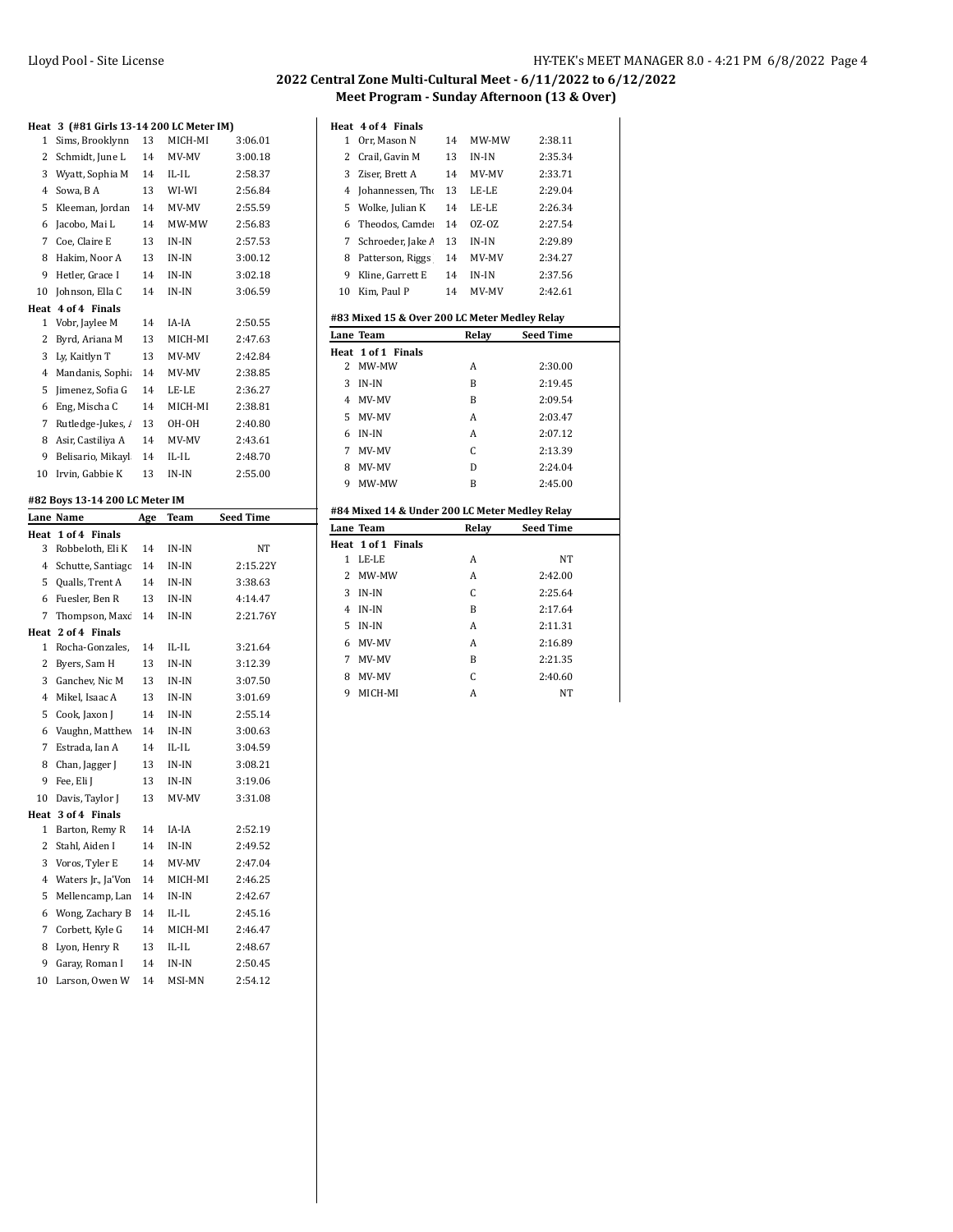## 2022 Central Zone Multi-Cultural Meet - 6/11/2022 to 6/12/2022

### Meet Program - Sunday Afternoon (13 & Over)

**Heat 3 (#81 Girls 13-14 200 LC Meter IM)**

| Lane | Name | Age | Team | Seed Time |
|---|---|---|---|---|
| 1 | Sims, Brooklynn | 13 | MICH-MI | 3:06.01 |
| 2 | Schmidt, June L | 14 | MV-MV | 3:00.18 |
| 3 | Wyatt, Sophia M | 14 | IL-IL | 2:58.37 |
| 4 | Sowa, B A | 13 | WI-WI | 2:56.84 |
| 5 | Kleeman, Jordan | 14 | MV-MV | 2:55.59 |
| 6 | Jacobo, Mai L | 14 | MW-MW | 2:56.83 |
| 7 | Coe, Claire E | 13 | IN-IN | 2:57.53 |
| 8 | Hakim, Noor A | 13 | IN-IN | 3:00.12 |
| 9 | Hetler, Grace I | 14 | IN-IN | 3:02.18 |
| 10 | Johnson, Ella C | 14 | IN-IN | 3:06.59 |

**Heat 4 of 4 Finals**

| Lane | Name | Age | Team | Seed Time |
|---|---|---|---|---|
| 1 | Vobr, Jaylee M | 14 | IA-IA | 2:50.55 |
| 2 | Byrd, Ariana M | 13 | MICH-MI | 2:47.63 |
| 3 | Ly, Kaitlyn T | 13 | MV-MV | 2:42.84 |
| 4 | Mandanis, Sophia | 14 | MV-MV | 2:38.85 |
| 5 | Jimenez, Sofia G | 14 | LE-LE | 2:36.27 |
| 6 | Eng, Mischa C | 14 | MICH-MI | 2:38.81 |
| 7 | Rutledge-Jukes, A | 13 | OH-OH | 2:40.80 |
| 8 | Asir, Castiliya A | 14 | MV-MV | 2:43.61 |
| 9 | Belisario, Mikayl | 14 | IL-IL | 2:48.70 |
| 10 | Irvin, Gabbie K | 13 | IN-IN | 2:55.00 |

#### #82 Boys 13-14 200 LC Meter IM

**Heat 1 of 4 Finals**

| Lane | Name | Age | Team | Seed Time |
|---|---|---|---|---|
| 3 | Robbeloth, Eli K | 14 | IN-IN | NT |
| 4 | Schutte, Santiago | 14 | IN-IN | 2:15.22Y |
| 5 | Qualls, Trent A | 14 | IN-IN | 3:38.63 |
| 6 | Fuesler, Ben R | 13 | IN-IN | 4:14.47 |
| 7 | Thompson, Maxd | 14 | IN-IN | 2:21.76Y |

**Heat 2 of 4 Finals**

| Lane | Name | Age | Team | Seed Time |
|---|---|---|---|---|
| 1 | Rocha-Gonzales, | 14 | IL-IL | 3:21.64 |
| 2 | Byers, Sam H | 13 | IN-IN | 3:12.39 |
| 3 | Ganchev, Nic M | 13 | IN-IN | 3:07.50 |
| 4 | Mikel, Isaac A | 13 | IN-IN | 3:01.69 |
| 5 | Cook, Jaxon J | 14 | IN-IN | 2:55.14 |
| 6 | Vaughn, Matthew | 14 | IN-IN | 3:00.63 |
| 7 | Estrada, Ian A | 14 | IL-IL | 3:04.59 |
| 8 | Chan, Jagger J | 13 | IN-IN | 3:08.21 |
| 9 | Fee, Eli J | 13 | IN-IN | 3:19.06 |
| 10 | Davis, Taylor J | 13 | MV-MV | 3:31.08 |

**Heat 3 of 4 Finals**

| Lane | Name | Age | Team | Seed Time |
|---|---|---|---|---|
| 1 | Barton, Remy R | 14 | IA-IA | 2:52.19 |
| 2 | Stahl, Aiden I | 14 | IN-IN | 2:49.52 |
| 3 | Voros, Tyler E | 14 | MV-MV | 2:47.04 |
| 4 | Waters Jr., Ja'Von | 14 | MICH-MI | 2:46.25 |
| 5 | Mellencamp, Lan | 14 | IN-IN | 2:42.67 |
| 6 | Wong, Zachary B | 14 | IL-IL | 2:45.16 |
| 7 | Corbett, Kyle G | 14 | MICH-MI | 2:46.47 |
| 8 | Lyon, Henry R | 13 | IL-IL | 2:48.67 |
| 9 | Garay, Roman I | 14 | IN-IN | 2:50.45 |
| 10 | Larson, Owen W | 14 | MSI-MN | 2:54.12 |

**Heat 4 of 4 Finals**

| Lane | Name | Age | Team | Seed Time |
|---|---|---|---|---|
| 1 | Orr, Mason N | 14 | MW-MW | 2:38.11 |
| 2 | Crail, Gavin M | 13 | IN-IN | 2:35.34 |
| 3 | Ziser, Brett A | 14 | MV-MV | 2:33.71 |
| 4 | Johannessen, Tho | 13 | LE-LE | 2:29.04 |
| 5 | Wolke, Julian K | 14 | LE-LE | 2:26.34 |
| 6 | Theodos, Camden | 14 | OZ-OZ | 2:27.54 |
| 7 | Schroeder, Jake A | 13 | IN-IN | 2:29.89 |
| 8 | Patterson, Riggs | 14 | MV-MV | 2:34.27 |
| 9 | Kline, Garrett E | 14 | IN-IN | 2:37.56 |
| 10 | Kim, Paul P | 14 | MV-MV | 2:42.61 |

#### #83 Mixed 15 & Over 200 LC Meter Medley Relay

**Heat 1 of 1 Finals**

| Lane | Team | Relay | Seed Time |
|---|---|---|---|
| 2 | MW-MW | A | 2:30.00 |
| 3 | IN-IN | B | 2:19.45 |
| 4 | MV-MV | B | 2:09.54 |
| 5 | MV-MV | A | 2:03.47 |
| 6 | IN-IN | A | 2:07.12 |
| 7 | MV-MV | C | 2:13.39 |
| 8 | MV-MV | D | 2:24.04 |
| 9 | MW-MW | B | 2:45.00 |

#### #84 Mixed 14 & Under 200 LC Meter Medley Relay

**Heat 1 of 1 Finals**

| Lane | Team | Relay | Seed Time |
|---|---|---|---|
| 1 | LE-LE | A | NT |
| 2 | MW-MW | A | 2:42.00 |
| 3 | IN-IN | C | 2:25.64 |
| 4 | IN-IN | B | 2:17.64 |
| 5 | IN-IN | A | 2:11.31 |
| 6 | MV-MV | A | 2:16.89 |
| 7 | MV-MV | B | 2:21.35 |
| 8 | MV-MV | C | 2:40.60 |
| 9 | MICH-MI | A | NT |